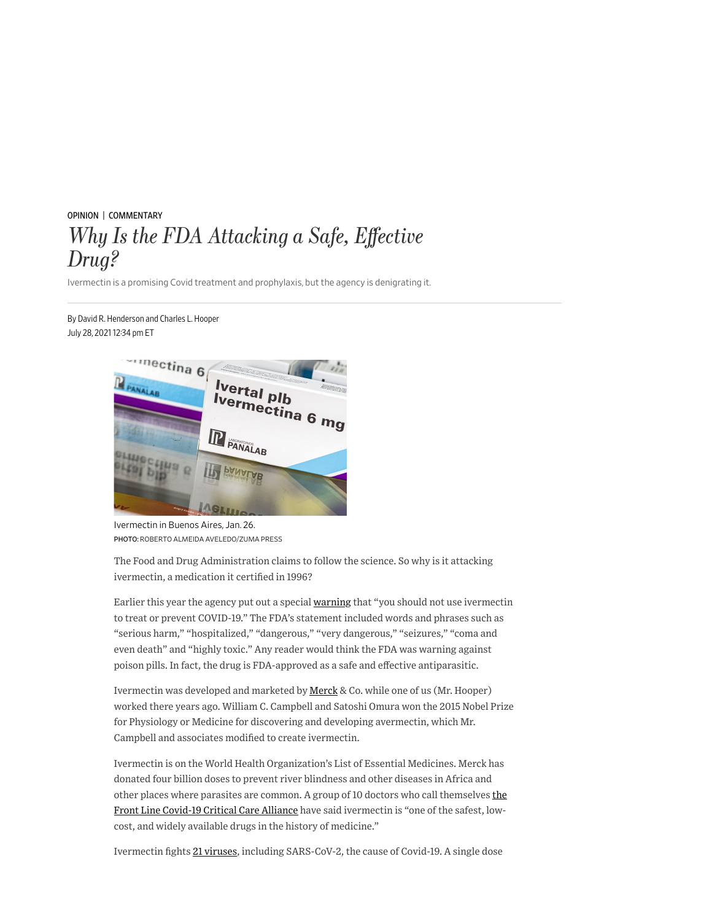OPINION | COMMENTARY

# *Why Is the FDA Attacking a Safe, Effective Drug?*

Ivermectin is a promising Covid treatment and prophylaxis, but the agency is denigrating it.

By David R. Henderson and Charles L. Hooper

July 28, 2021 12:34 pm ET

Ivermectin in Buenos Aires, Jan. 26.

PHOTO: ROBERTO ALMEIDA AVELEDO/ZUMA PRESS

The Food and Drug Administration claims to follow the science. So why is it attacking ivermectin, a medication it certified in 1996?

Earlier this year the agency put out a special warning that "you should not use ivermectin to treat or prevent COVID-19." The FDA's statement included words and phrases such as "serious harm," "hospitalized," "dangerous," "very dangerous," "seizures," "coma and even death" and "highly toxic." Any reader would think the FDA was warning against poison pills. In fact, the drug is FDA-approved as a safe and effective antiparasitic.

Ivermectin was developed and marketed by Merck & Co. while one of us (Mr. Hooper) worked there years ago. William C. Campbell and Satoshi Omura won the 2015 Nobel Prize for Physiology or Medicine for discovering and developing avermectin, which Mr. Campbell and associates modified to create ivermectin.

Ivermectin is on the World Health Organization's List of Essential Medicines. Merck has donated four billion doses to prevent river blindness and other diseases in Africa and other places where parasites are common. A group of 10 doctors who call themselves the Front Line Covid-19 Critical Care Alliance have said ivermectin is "one of the safest, low-cost, and widely available drugs in the history of medicine."

Ivermectin fights 21 viruses, including SARS-CoV-2, the cause of Covid-19. A single dose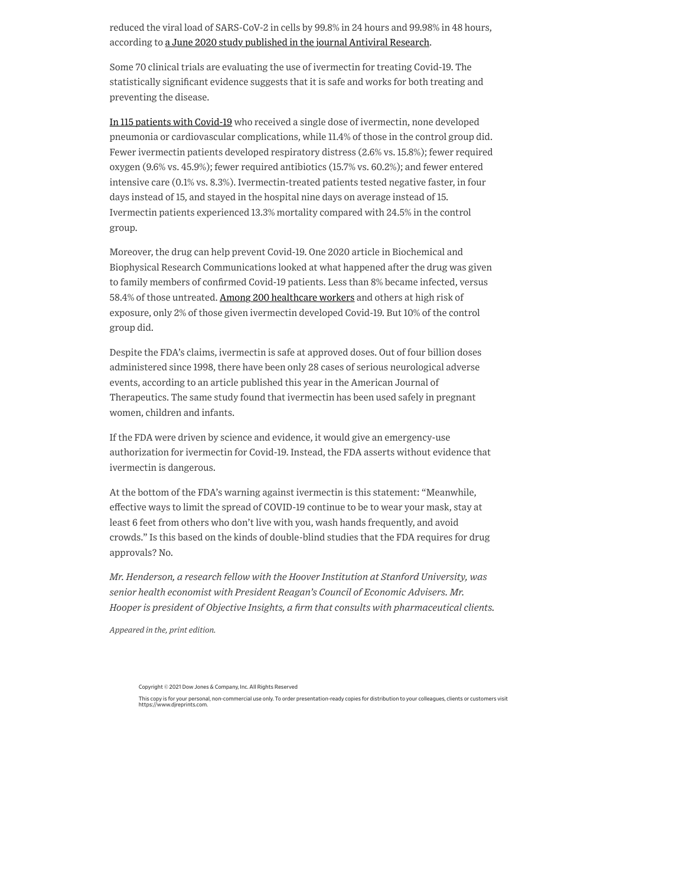reduced the viral load of SARS-CoV-2 in cells by 99.8% in 24 hours and 99.98% in 48 hours, according to a June 2020 study published in the journal Antiviral Research.

Some 70 clinical trials are evaluating the use of ivermectin for treating Covid-19. The statistically significant evidence suggests that it is safe and works for both treating and preventing the disease.

In 115 patients with Covid-19 who received a single dose of ivermectin, none developed pneumonia or cardiovascular complications, while 11.4% of those in the control group did. Fewer ivermectin patients developed respiratory distress (2.6% vs. 15.8%); fewer required oxygen (9.6% vs. 45.9%); fewer required antibiotics (15.7% vs. 60.2%); and fewer entered intensive care (0.1% vs. 8.3%). Ivermectin-treated patients tested negative faster, in four days instead of 15, and stayed in the hospital nine days on average instead of 15. Ivermectin patients experienced 13.3% mortality compared with 24.5% in the control group.

Moreover, the drug can help prevent Covid-19. One 2020 article in Biochemical and Biophysical Research Communications looked at what happened after the drug was given to family members of confirmed Covid-19 patients. Less than 8% became infected, versus 58.4% of those untreated. Among 200 healthcare workers and others at high risk of exposure, only 2% of those given ivermectin developed Covid-19. But 10% of the control group did.

Despite the FDA's claims, ivermectin is safe at approved doses. Out of four billion doses administered since 1998, there have been only 28 cases of serious neurological adverse events, according to an article published this year in the American Journal of Therapeutics. The same study found that ivermectin has been used safely in pregnant women, children and infants.

If the FDA were driven by science and evidence, it would give an emergency-use authorization for ivermectin for Covid-19. Instead, the FDA asserts without evidence that ivermectin is dangerous.

At the bottom of the FDA's warning against ivermectin is this statement: "Meanwhile, effective ways to limit the spread of COVID-19 continue to be to wear your mask, stay at least 6 feet from others who don't live with you, wash hands frequently, and avoid crowds." Is this based on the kinds of double-blind studies that the FDA requires for drug approvals? No.

*Mr. Henderson, a research fellow with the Hoover Institution at Stanford University, was senior health economist with President Reagan's Council of Economic Advisers. Mr. Hooper is president of Objective Insights, a firm that consults with pharmaceutical clients.*

*Appeared in the, print edition.*

Copyright © 2021 Dow Jones & Company, Inc. All Rights Reserved

This copy is for your personal, non-commercial use only. To order presentation-ready copies for distribution to your colleagues, clients or customers visit https://www.djreprints.com.